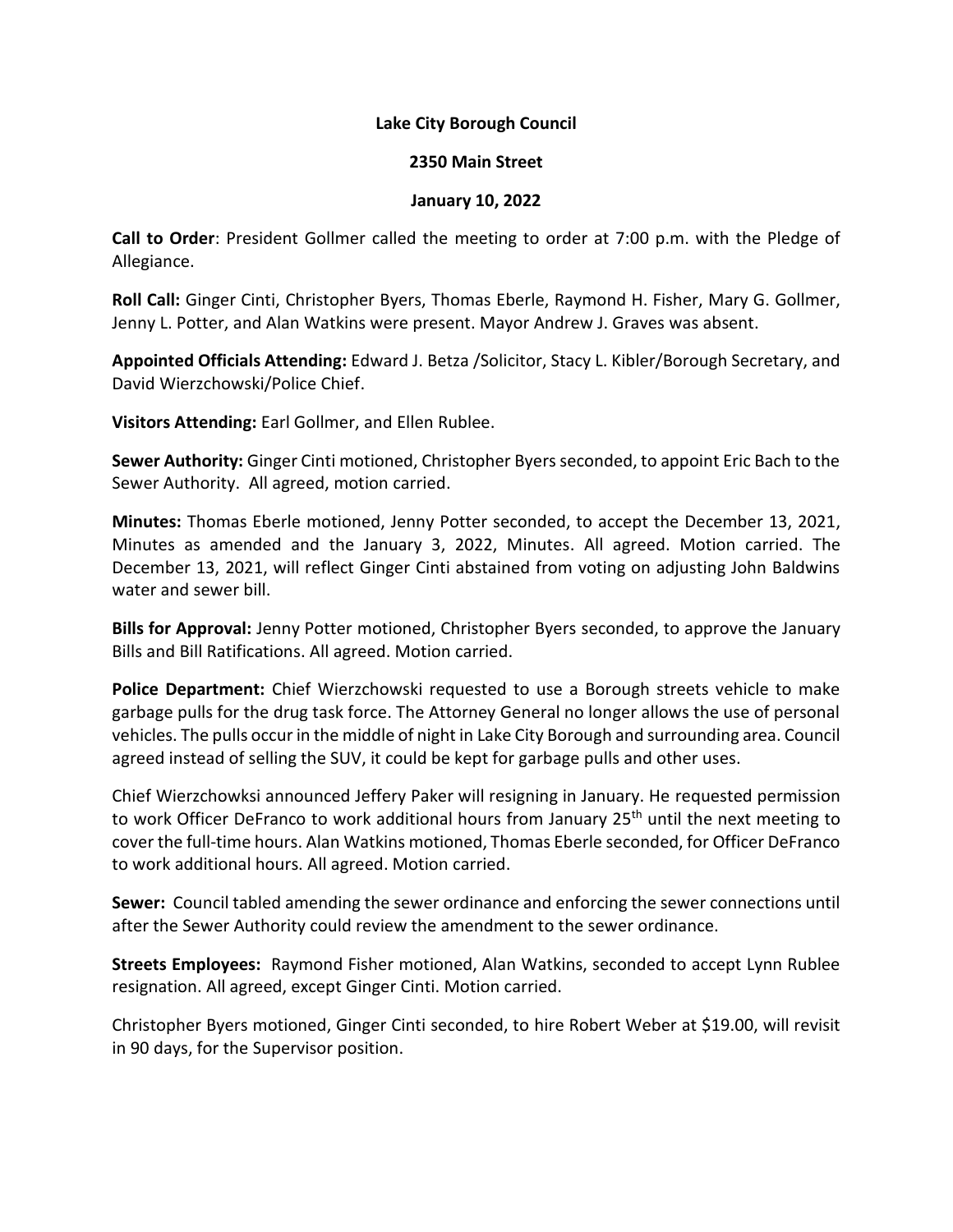**Lake City Borough Council**

**2350 Main Street**

**January 10, 2022**

**Call to Order**: President Gollmer called the meeting to order at 7:00 p.m. with the Pledge of Allegiance.

**Roll Call:** Ginger Cinti, Christopher Byers, Thomas Eberle, Raymond H. Fisher, Mary G. Gollmer, Jenny L. Potter, and Alan Watkins were present. Mayor Andrew J. Graves was absent.

**Appointed Officials Attending:** Edward J. Betza /Solicitor, Stacy L. Kibler/Borough Secretary, and David Wierzchowski/Police Chief.

**Visitors Attending:** Earl Gollmer, and Ellen Rublee.

**Sewer Authority:** Ginger Cinti motioned, Christopher Byers seconded, to appoint Eric Bach to the Sewer Authority. All agreed, motion carried.

**Minutes:** Thomas Eberle motioned, Jenny Potter seconded, to accept the December 13, 2021, Minutes as amended and the January 3, 2022, Minutes. All agreed. Motion carried. The December 13, 2021, will reflect Ginger Cinti abstained from voting on adjusting John Baldwins water and sewer bill.

**Bills for Approval:** Jenny Potter motioned, Christopher Byers seconded, to approve the January Bills and Bill Ratifications. All agreed. Motion carried.

**Police Department:** Chief Wierzchowski requested to use a Borough streets vehicle to make garbage pulls for the drug task force. The Attorney General no longer allows the use of personal vehicles. The pulls occur in the middle of night in Lake City Borough and surrounding area. Council agreed instead of selling the SUV, it could be kept for garbage pulls and other uses.

Chief Wierzchowksi announced Jeffery Paker will resigning in January. He requested permission to work Officer DeFranco to work additional hours from January 25th until the next meeting to cover the full-time hours. Alan Watkins motioned, Thomas Eberle seconded, for Officer DeFranco to work additional hours. All agreed. Motion carried.

**Sewer:** Council tabled amending the sewer ordinance and enforcing the sewer connections until after the Sewer Authority could review the amendment to the sewer ordinance.

**Streets Employees:** Raymond Fisher motioned, Alan Watkins, seconded to accept Lynn Rublee resignation. All agreed, except Ginger Cinti. Motion carried.

Christopher Byers motioned, Ginger Cinti seconded, to hire Robert Weber at $19.00, will revisit in 90 days, for the Supervisor position.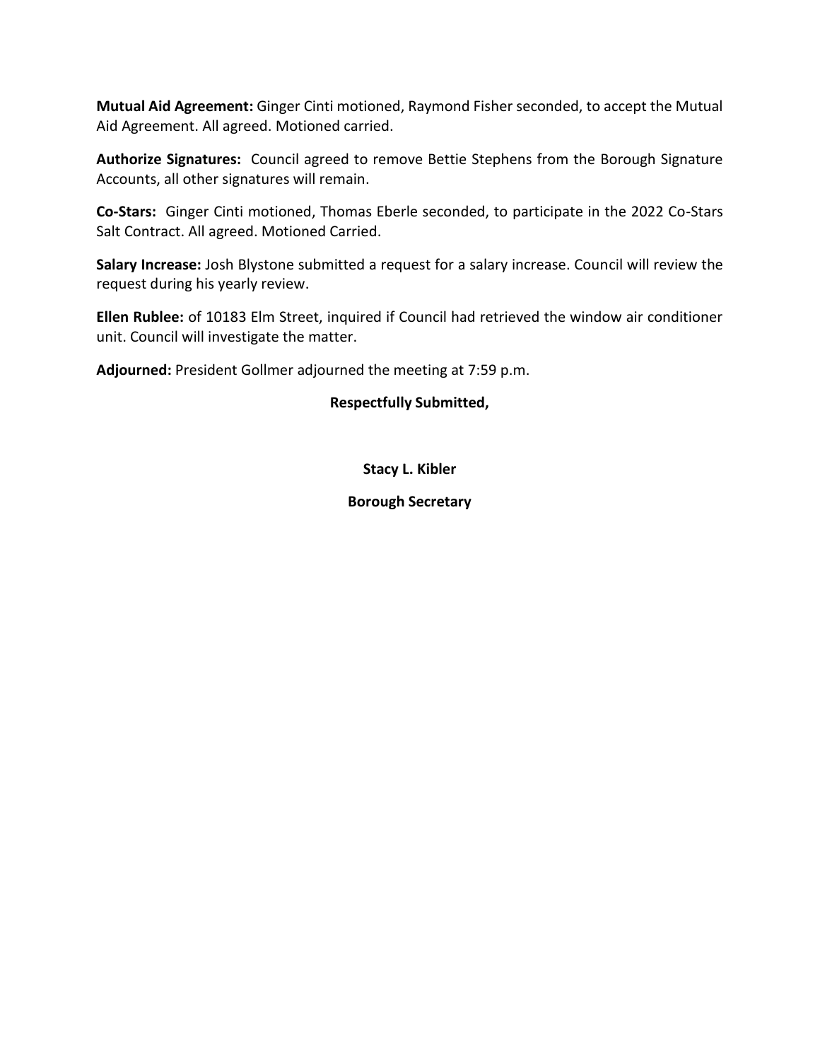**Mutual Aid Agreement:** Ginger Cinti motioned, Raymond Fisher seconded, to accept the Mutual Aid Agreement. All agreed. Motioned carried.

**Authorize Signatures:** Council agreed to remove Bettie Stephens from the Borough Signature Accounts, all other signatures will remain.

**Co-Stars:** Ginger Cinti motioned, Thomas Eberle seconded, to participate in the 2022 Co-Stars Salt Contract. All agreed. Motioned Carried.

**Salary Increase:** Josh Blystone submitted a request for a salary increase. Council will review the request during his yearly review.

**Ellen Rublee:** of 10183 Elm Street, inquired if Council had retrieved the window air conditioner unit. Council will investigate the matter.

**Adjourned:** President Gollmer adjourned the meeting at 7:59 p.m.

**Respectfully Submitted,**

**Stacy L. Kibler**

**Borough Secretary**